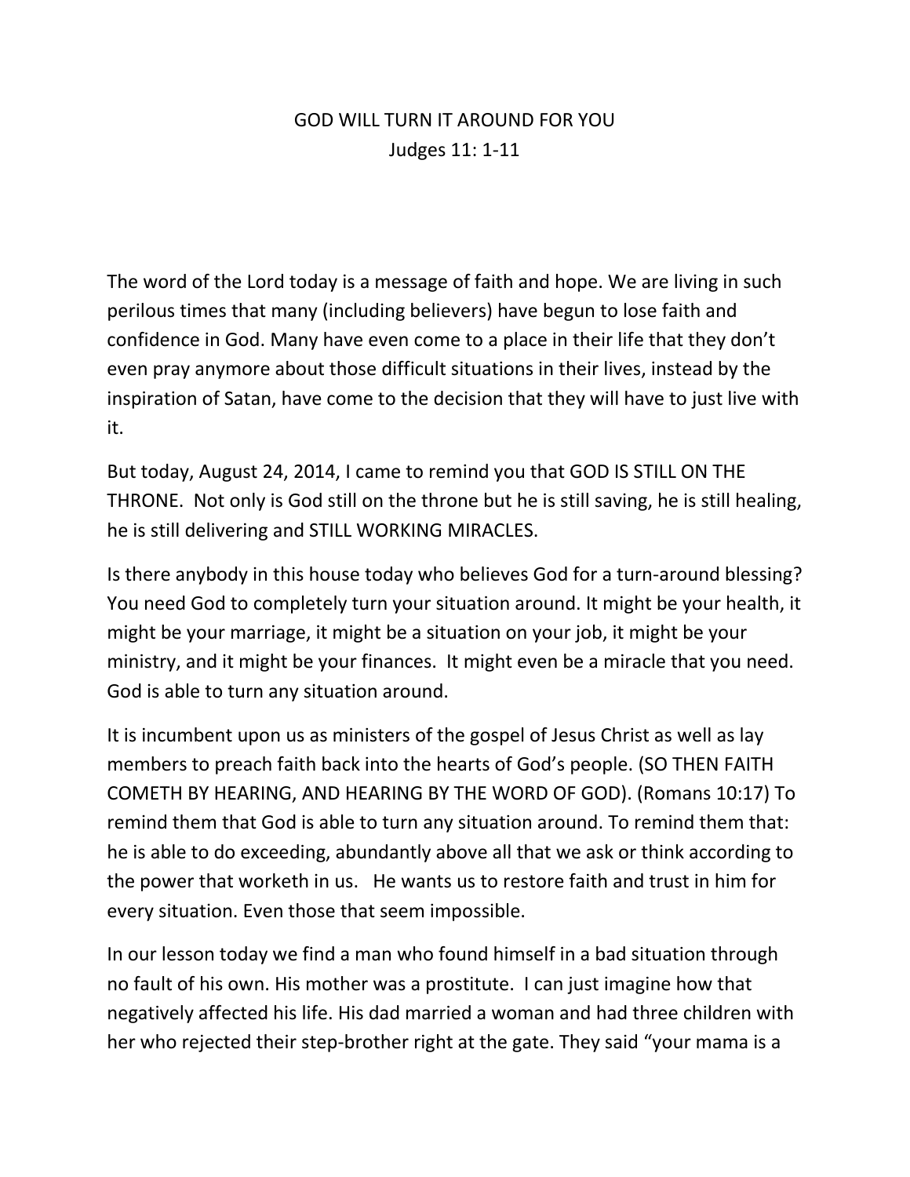# GOD WILL TURN IT AROUND FOR YOU

## Judges 11: 1-11

The word of the Lord today is a message of faith and hope. We are living in such perilous times that many (including believers) have begun to lose faith and confidence in God. Many have even come to a place in their life that they don't even pray anymore about those difficult situations in their lives, instead by the inspiration of Satan, have come to the decision that they will have to just live with it.

But today, August 24, 2014, I came to remind you that GOD IS STILL ON THE THRONE. Not only is God still on the throne but he is still saving, he is still healing, he is still delivering and STILL WORKING MIRACLES.

Is there anybody in this house today who believes God for a turn-around blessing? You need God to completely turn your situation around. It might be your health, it might be your marriage, it might be a situation on your job, it might be your ministry, and it might be your finances. It might even be a miracle that you need. God is able to turn any situation around.

It is incumbent upon us as ministers of the gospel of Jesus Christ as well as lay members to preach faith back into the hearts of God's people. (SO THEN FAITH COMETH BY HEARING, AND HEARING BY THE WORD OF GOD). (Romans 10:17) To remind them that God is able to turn any situation around. To remind them that: he is able to do exceeding, abundantly above all that we ask or think according to the power that worketh in us. He wants us to restore faith and trust in him for every situation. Even those that seem impossible.

In our lesson today we find a man who found himself in a bad situation through no fault of his own. His mother was a prostitute. I can just imagine how that negatively affected his life. His dad married a woman and had three children with her who rejected their step-brother right at the gate. They said "your mama is a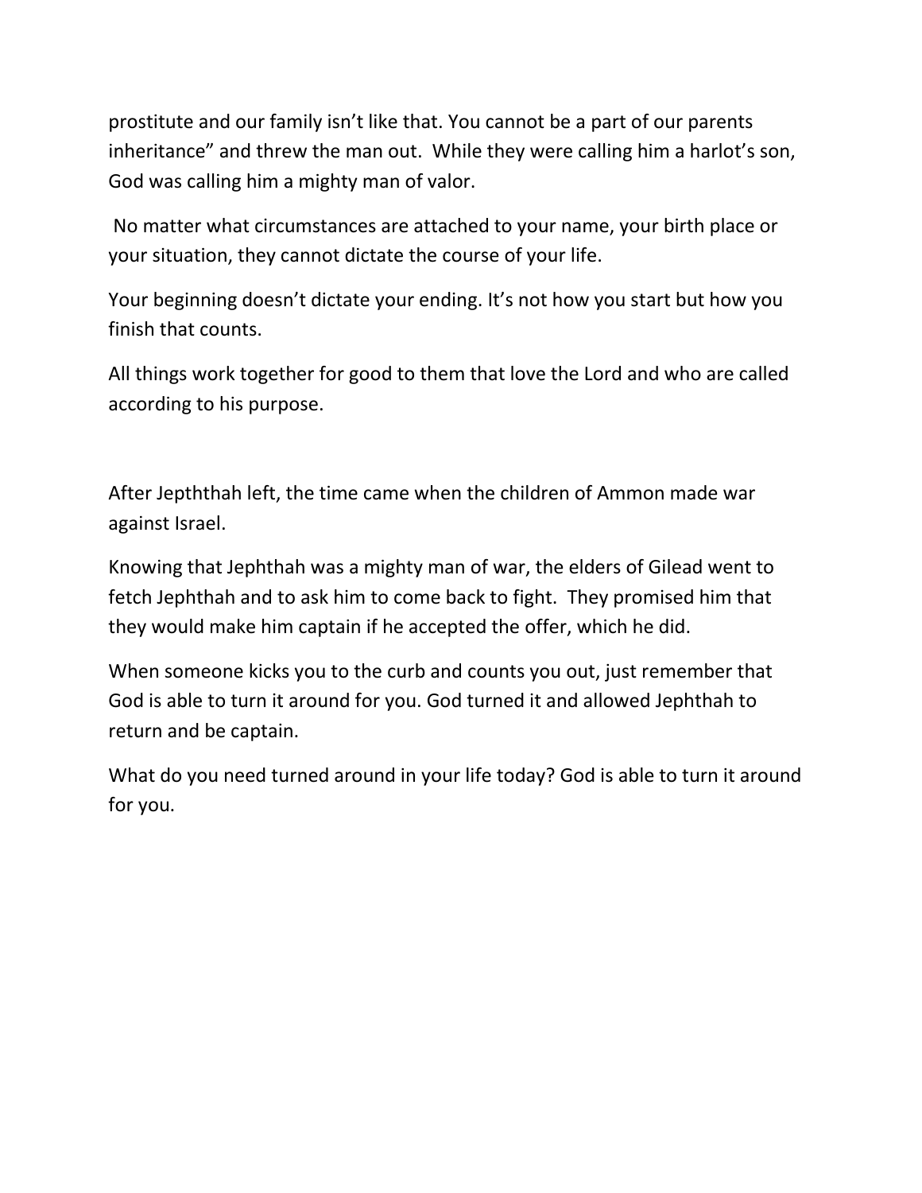prostitute and our family isn't like that. You cannot be a part of our parents inheritance" and threw the man out. While they were calling him a harlot's son, God was calling him a mighty man of valor.

No matter what circumstances are attached to your name, your birth place or your situation, they cannot dictate the course of your life.

Your beginning doesn't dictate your ending. It's not how you start but how you finish that counts.

All things work together for good to them that love the Lord and who are called according to his purpose.

After Jepththah left, the time came when the children of Ammon made war against Israel.

Knowing that Jephthah was a mighty man of war, the elders of Gilead went to fetch Jephthah and to ask him to come back to fight. They promised him that they would make him captain if he accepted the offer, which he did.

When someone kicks you to the curb and counts you out, just remember that God is able to turn it around for you. God turned it and allowed Jephthah to return and be captain.

What do you need turned around in your life today? God is able to turn it around for you.